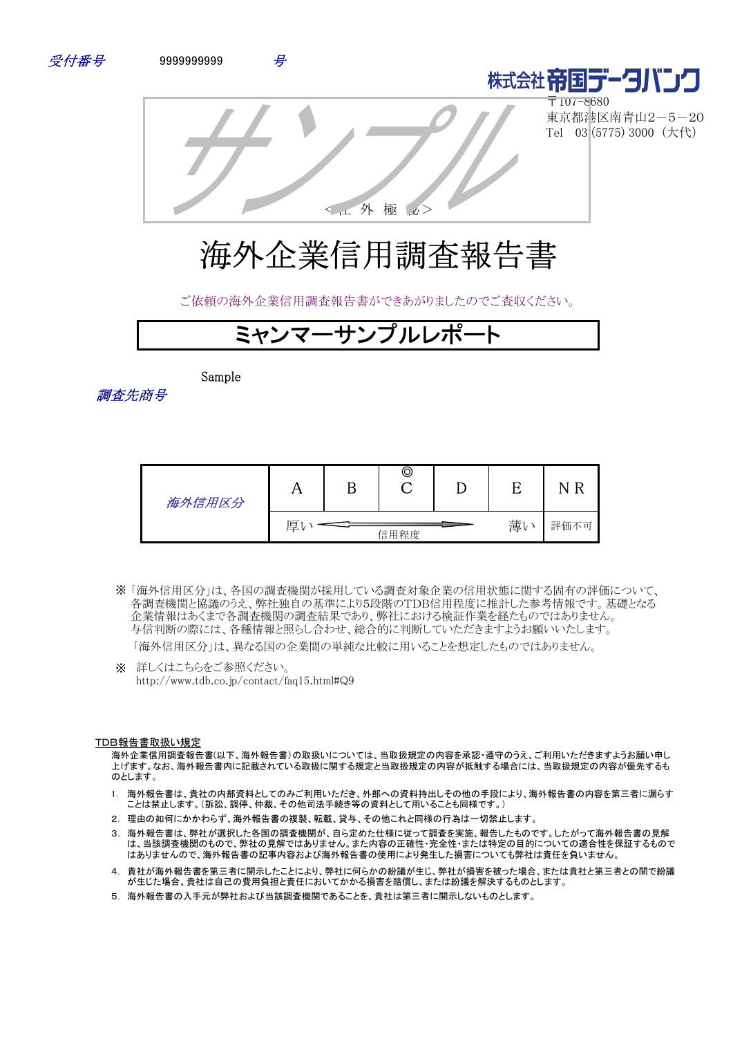受付番号　9999999999　号

株式会社帝国データバンク
〒107-8680
東京都港区南青山2－5－20
Tel　03 (5775) 3000（大代）

サンプル

＜社外極秘＞

# 海外企業信用調査報告書

ご依頼の海外企業信用調査報告書ができあがりましたのでご査収ください。

## ミャンマーサンプルレポート

調査先商号　Sample

| 海外信用区分 | A | B | ◎ C | D | E | NR |
|---|---|---|---|---|---|---|
| | 厚い ← 信用程度 → | | | | 薄い | 評価不可 |

※「海外信用区分」は、各国の調査機関が採用している調査対象企業の信用状態に関する固有の評価について、各調査機関と協議のうえ、弊社独自の基準により5段階のTDB信用程度に推計した参考情報です。基礎となる企業情報はあくまで各調査機関の調査結果であり、弊社における検証作業を経たものではありません。与信判断の際には、各種情報と照らし合わせ、総合的に判断していただきますようお願いいたします。
「海外信用区分」は、異なる国の企業間の単純な比較に用いることを想定したものではありません。

※　詳しくはこちらをご参照ください。
http://www.tdb.co.jp/contact/faq15.html#Q9

**TDB報告書取扱い規定**

海外企業信用調査報告書(以下、海外報告書)の取扱いについては、当取扱規定の内容を承認・遵守のうえ、ご利用いただきますようお願い申し上げます。なお、海外報告書内に記載されている取扱に関する規定と当取扱規定の内容が抵触する場合には、当取扱規定の内容が優先するものとします。

1. 海外報告書は、貴社の内部資料としてのみご利用いただき、外部への資料持出しその他の手段により、海外報告書の内容を第三者に漏らすことは禁止します。(訴訟、調停、仲裁、その他司法手続き等の資料として用いることも同様です。)
2. 理由の如何にかかわらず、海外報告書の複製、転載、貸与、その他これと同様の行為は一切禁止します。
3. 海外報告書は、弊社が選択した各国の調査機関が、自ら定めた仕様に従って調査を実施、報告したものです。したがって海外報告書の見解は、当該調査機関のもので、弊社の見解ではありません。また内容の正確性・完全性・または特定の目的についての適合性を保証するものではありませんので、海外報告書の記事内容および海外報告書の使用により発生した損害についても弊社は責任を負いません。
4. 貴社が海外報告書を第三者に開示したことにより、弊社に何らかの紛議が生じ、弊社が損害を被った場合、または貴社と第三者との間で紛議が生じた場合、貴社は自己の費用負担と責任においてかかる損害を賠償し、または紛議を解決するものとします。
5. 海外報告書の入手元が弊社および当該調査機関であることを、貴社は第三者に開示しないものとします。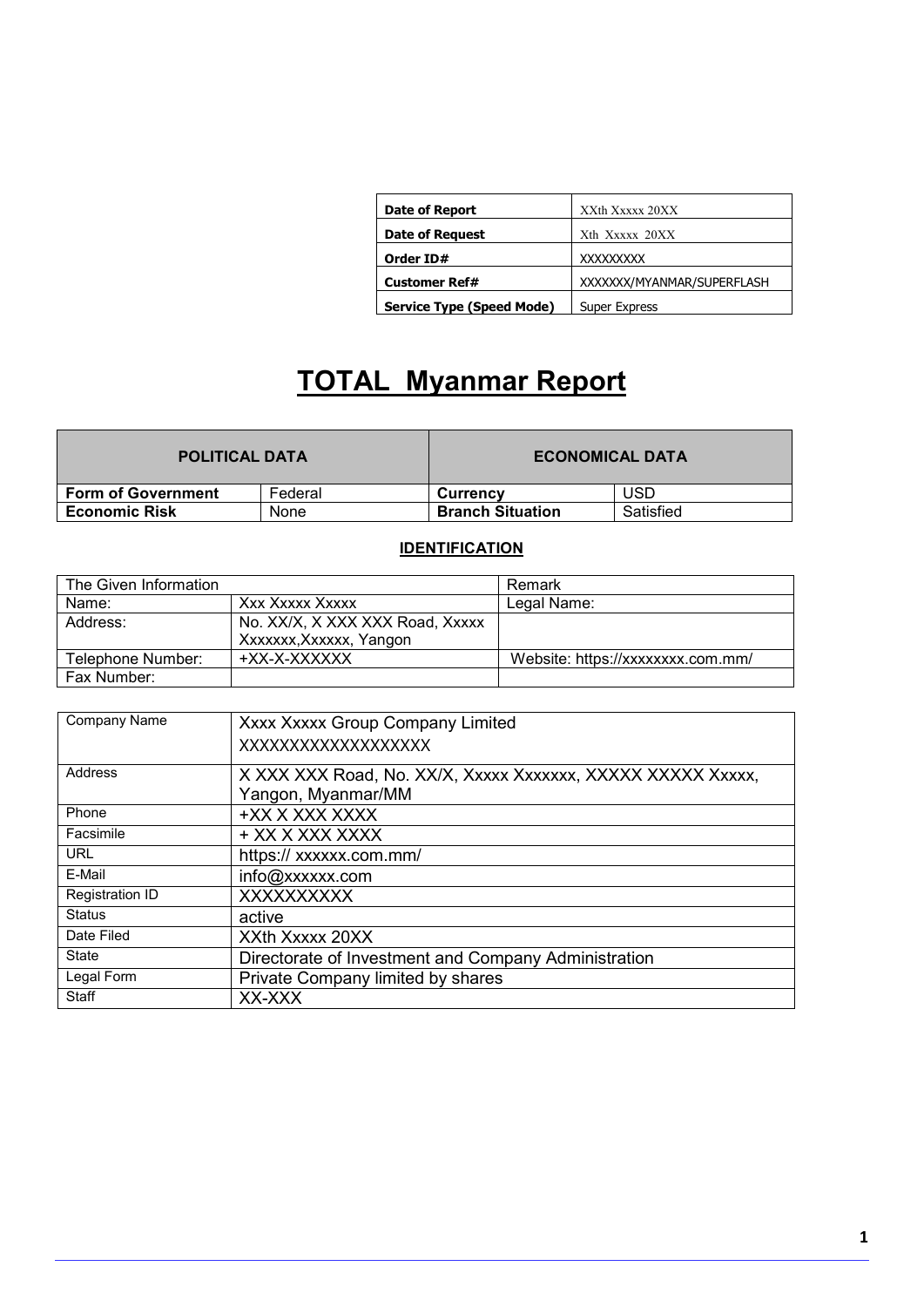| Date of Report | XXth Xxxxx 20XX |
| --- | --- |
| Date of Request | Xth Xxxxx 20XX |
| Order ID# | XXXXXXXXX |
| Customer Ref# | XXXXXXX/MYANMAR/SUPERFLASH |
| Service Type (Speed Mode) | Super Express |

# TOTAL Myanmar Report

| POLITICAL DATA | | ECONOMICAL DATA | |
| --- | --- | --- | --- |
| **Form of Government** | Federal | **Currency** | USD |
| **Economic Risk** | None | **Branch Situation** | Satisfied |

## IDENTIFICATION

| The Given Information | | Remark |
| --- | --- | --- |
| Name: | Xxx Xxxxx Xxxxx | Legal Name: |
| Address: | No. XX/X, X XXX XXX Road, Xxxxx Xxxxxxx,Xxxxxx, Yangon | |
| Telephone Number: | +XX-X-XXXXXX | Website: https://xxxxxxxx.com.mm/ |
| Fax Number: | | |

| Company Name | Xxxx Xxxxx Group Company Limited XXXXXXXXXXXXXXXXXX |
| --- | --- |
| Address | X XXX XXX Road, No. XX/X, Xxxxx Xxxxxxx, XXXXX XXXXX Xxxxx, Yangon, Myanmar/MM |
| Phone | +XX X XXX XXXX |
| Facsimile | + XX X XXX XXXX |
| URL | https:// xxxxxx.com.mm/ |
| E-Mail | info@xxxxxx.com |
| Registration ID | XXXXXXXXXX |
| Status | active |
| Date Filed | XXth Xxxxx 20XX |
| State | Directorate of Investment and Company Administration |
| Legal Form | Private Company limited by shares |
| Staff | XX-XXX |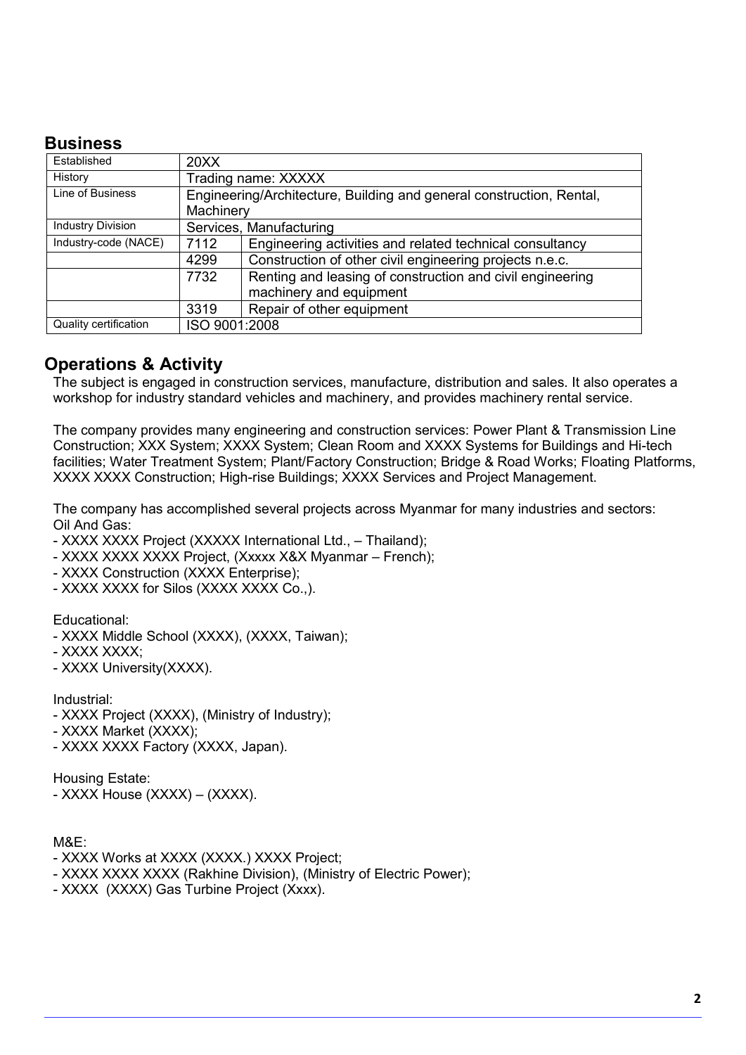## Business

| Established | 20XX | |
|---|---|---|
| History | Trading name: XXXXX | |
| Line of Business | Engineering/Architecture, Building and general construction, Rental, Machinery | |
| Industry Division | Services, Manufacturing | |
| Industry-code (NACE) | 7112 | Engineering activities and related technical consultancy |
| | 4299 | Construction of other civil engineering projects n.e.c. |
| | 7732 | Renting and leasing of construction and civil engineering machinery and equipment |
| | 3319 | Repair of other equipment |
| Quality certification | ISO 9001:2008 | |

## Operations & Activity

The subject is engaged in construction services, manufacture, distribution and sales. It also operates a workshop for industry standard vehicles and machinery, and provides machinery rental service.

The company provides many engineering and construction services: Power Plant & Transmission Line Construction; XXX System; XXXX System; Clean Room and XXXX Systems for Buildings and Hi-tech facilities; Water Treatment System; Plant/Factory Construction; Bridge & Road Works; Floating Platforms, XXXX XXXX Construction; High-rise Buildings; XXXX Services and Project Management.

The company has accomplished several projects across Myanmar for many industries and sectors:
Oil And Gas:
- XXXX XXXX Project (XXXXX International Ltd., – Thailand);
- XXXX XXXX XXXX Project, (Xxxxx X&X Myanmar – French);
- XXXX Construction (XXXX Enterprise);
- XXXX XXXX for Silos (XXXX XXXX Co.,).

Educational:
- XXXX Middle School (XXXX), (XXXX, Taiwan);
- XXXX XXXX;
- XXXX University(XXXX).

Industrial:
- XXXX Project (XXXX), (Ministry of Industry);
- XXXX Market (XXXX);
- XXXX XXXX Factory (XXXX, Japan).

Housing Estate:
- XXXX House (XXXX) – (XXXX).

M&E:
- XXXX Works at XXXX (XXXX.) XXXX Project;
- XXXX XXXX XXXX (Rakhine Division), (Ministry of Electric Power);
- XXXX (XXXX) Gas Turbine Project (Xxxx).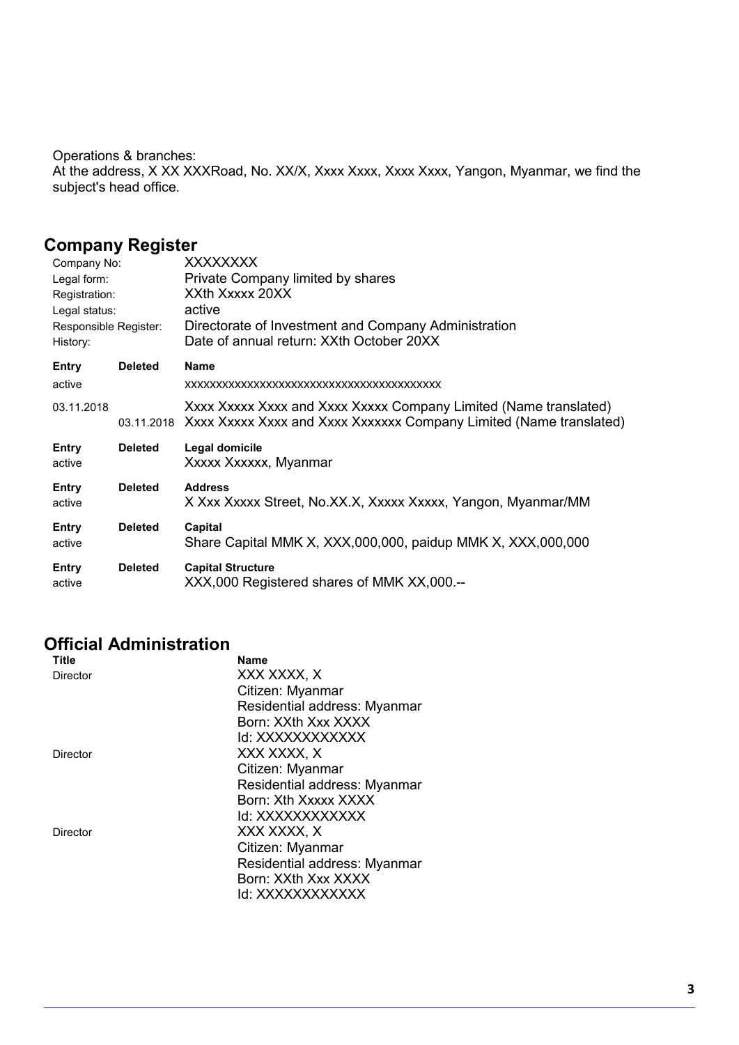Operations & branches:
At the address, X XX XXXRoad, No. XX/X, Xxxx Xxxx, Xxxx Xxxx, Yangon, Myanmar, we find the subject's head office.

## Company Register

| | |
|---|---|
| Company No: | XXXXXXXX |
| Legal form: | Private Company limited by shares |
| Registration: | XXth Xxxxx 20XX |
| Legal status: | active |
| Responsible Register: | Directorate of Investment and Company Administration |
| History: | Date of annual return: XXth October 20XX |

| Entry | Deleted | Name |
|---|---|---|
| active | | xxxxxxxxxxxxxxxxxxxxxxxxxxxxxxxxxxxxxxxx |
| 03.11.2018 | | Xxxx Xxxxx Xxxx and Xxxx Xxxxx Company Limited (Name translated) |
| | 03.11.2018 | Xxxx Xxxxx Xxxx and Xxxx Xxxxxxx Company Limited (Name translated) |

| Entry | Deleted | Legal domicile |
|---|---|---|
| active | | Xxxxx Xxxxxx, Myanmar |

| Entry | Deleted | Address |
|---|---|---|
| active | | X Xxx Xxxxx Street, No.XX.X, Xxxxx Xxxxx, Yangon, Myanmar/MM |

| Entry | Deleted | Capital |
|---|---|---|
| active | | Share Capital MMK X, XXX,000,000, paidup MMK X, XXX,000,000 |

| Entry | Deleted | Capital Structure |
|---|---|---|
| active | | XXX,000 Registered shares of MMK XX,000.-- |

## Official Administration

| Title | Name |
|---|---|
| Director | XXX XXXX, X<br>Citizen: Myanmar<br>Residential address: Myanmar<br>Born: XXth Xxx XXXX<br>Id: XXXXXXXXXXXX |
| Director | XXX XXXX, X<br>Citizen: Myanmar<br>Residential address: Myanmar<br>Born: Xth Xxxxx XXXX<br>Id: XXXXXXXXXXXX |
| Director | XXX XXXX, X<br>Citizen: Myanmar<br>Residential address: Myanmar<br>Born: XXth Xxx XXXX<br>Id: XXXXXXXXXXXX |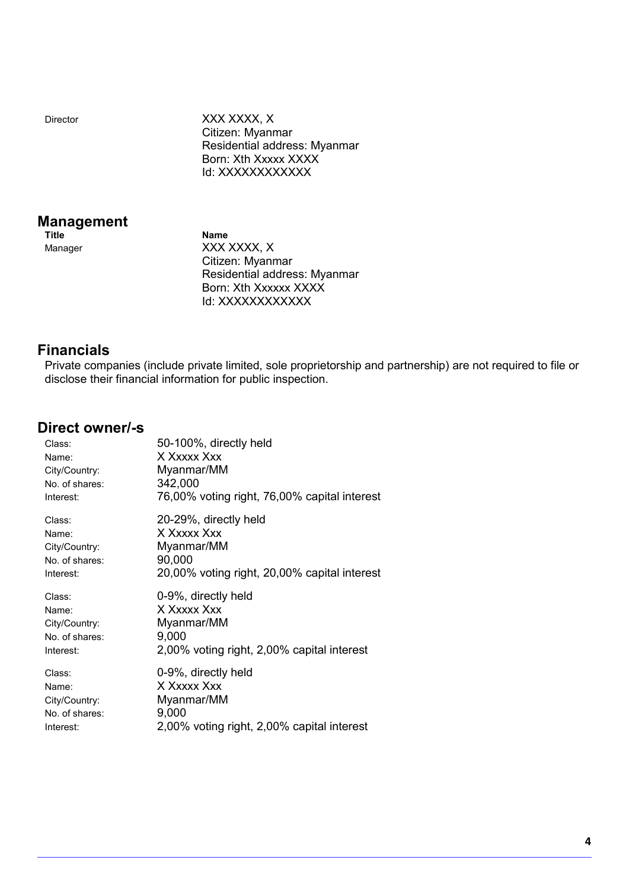| | |
|---|---|
| Director | XXX XXXX, X<br>Citizen: Myanmar<br>Residential address: Myanmar<br>Born: Xth Xxxxx XXXX<br>Id: XXXXXXXXXXXX |

## Management

| Title | Name |
|---|---|
| Manager | XXX XXXX, X<br>Citizen: Myanmar<br>Residential address: Myanmar<br>Born: Xth Xxxxxx XXXX<br>Id: XXXXXXXXXXXX |

## Financials

Private companies (include private limited, sole proprietorship and partnership) are not required to file or disclose their financial information for public inspection.

## Direct owner/-s

| | |
|---|---|
| Class: | 50-100%, directly held |
| Name: | X Xxxxx Xxx |
| City/Country: | Myanmar/MM |
| No. of shares: | 342,000 |
| Interest: | 76,00% voting right, 76,00% capital interest |

| | |
|---|---|
| Class: | 20-29%, directly held |
| Name: | X Xxxxx Xxx |
| City/Country: | Myanmar/MM |
| No. of shares: | 90,000 |
| Interest: | 20,00% voting right, 20,00% capital interest |

| | |
|---|---|
| Class: | 0-9%, directly held |
| Name: | X Xxxxx Xxx |
| City/Country: | Myanmar/MM |
| No. of shares: | 9,000 |
| Interest: | 2,00% voting right, 2,00% capital interest |

| | |
|---|---|
| Class: | 0-9%, directly held |
| Name: | X Xxxxx Xxx |
| City/Country: | Myanmar/MM |
| No. of shares: | 9,000 |
| Interest: | 2,00% voting right, 2,00% capital interest |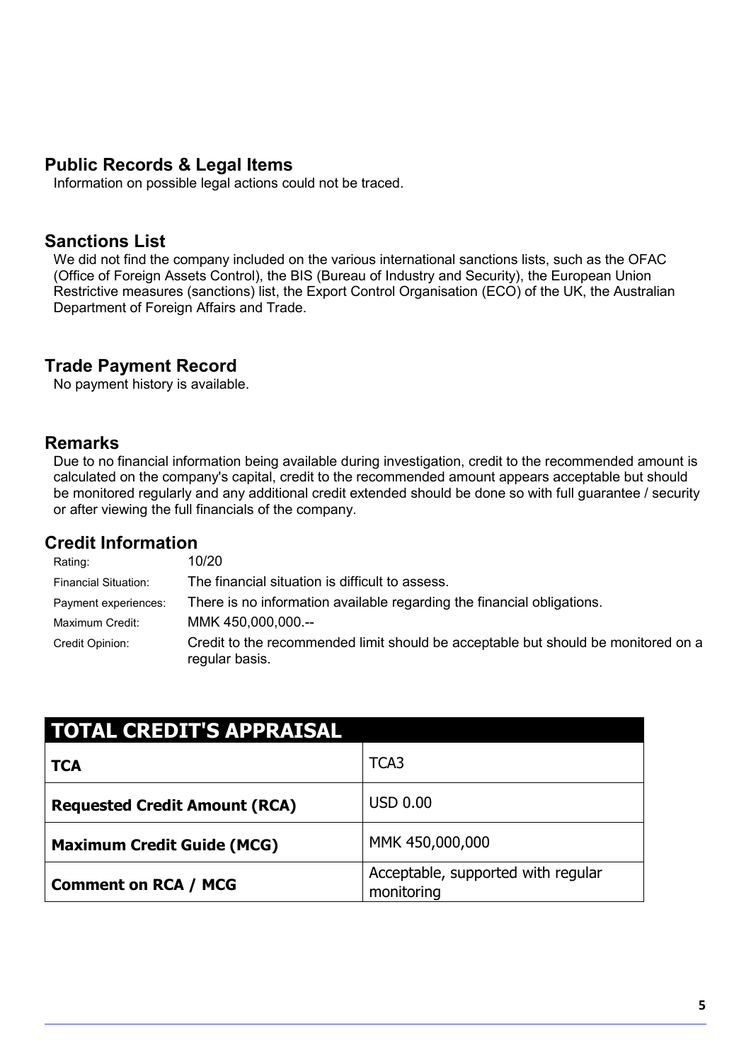## Public Records & Legal Items

Information on possible legal actions could not be traced.

## Sanctions List

We did not find the company included on the various international sanctions lists, such as the OFAC (Office of Foreign Assets Control), the BIS (Bureau of Industry and Security), the European Union Restrictive measures (sanctions) list, the Export Control Organisation (ECO) of the UK, the Australian Department of Foreign Affairs and Trade.

## Trade Payment Record

No payment history is available.

## Remarks

Due to no financial information being available during investigation, credit to the recommended amount is calculated on the company's capital, credit to the recommended amount appears acceptable but should be monitored regularly and any additional credit extended should be done so with full guarantee / security or after viewing the full financials of the company.

## Credit Information

| | |
|---|---|
| Rating: | 10/20 |
| Financial Situation: | The financial situation is difficult to assess. |
| Payment experiences: | There is no information available regarding the financial obligations. |
| Maximum Credit: | MMK 450,000,000.-- |
| Credit Opinion: | Credit to the recommended limit should be acceptable but should be monitored on a regular basis. |

| TOTAL CREDIT'S APPRAISAL | |
|---|---|
| **TCA** | TCA3 |
| **Requested Credit Amount (RCA)** | USD 0.00 |
| **Maximum Credit Guide (MCG)** | MMK 450,000,000 |
| **Comment on RCA / MCG** | Acceptable, supported with regular monitoring |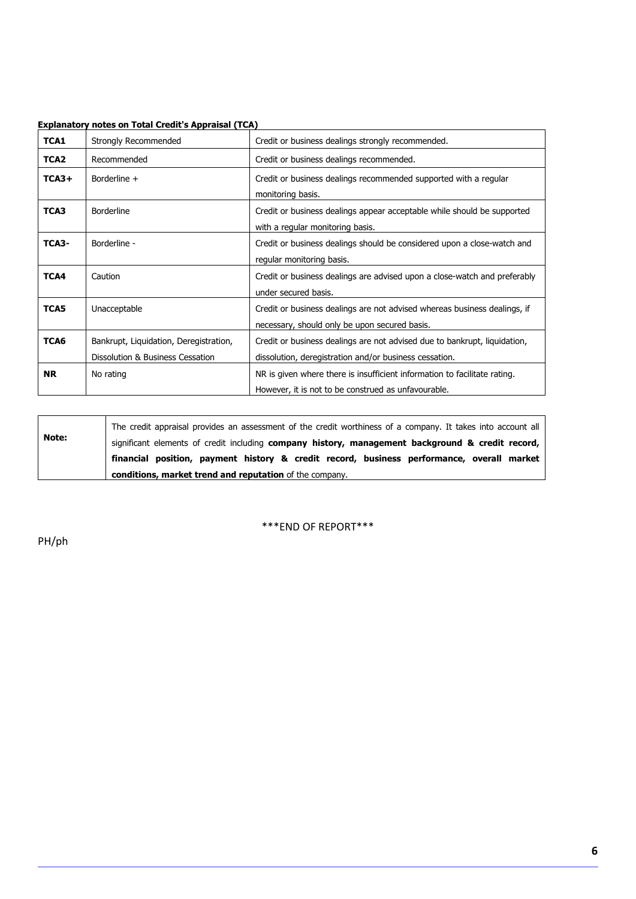**Explanatory notes on Total Credit's Appraisal (TCA)**

| | | |
|---|---|---|
| **TCA1** | Strongly Recommended | Credit or business dealings strongly recommended. |
| **TCA2** | Recommended | Credit or business dealings recommended. |
| **TCA3+** | Borderline + | Credit or business dealings recommended supported with a regular monitoring basis. |
| **TCA3** | Borderline | Credit or business dealings appear acceptable while should be supported with a regular monitoring basis. |
| **TCA3-** | Borderline - | Credit or business dealings should be considered upon a close-watch and regular monitoring basis. |
| **TCA4** | Caution | Credit or business dealings are advised upon a close-watch and preferably under secured basis. |
| **TCA5** | Unacceptable | Credit or business dealings are not advised whereas business dealings, if necessary, should only be upon secured basis. |
| **TCA6** | Bankrupt, Liquidation, Deregistration, Dissolution & Business Cessation | Credit or business dealings are not advised due to bankrupt, liquidation, dissolution, deregistration and/or business cessation. |
| **NR** | No rating | NR is given where there is insufficient information to facilitate rating. However, it is not to be construed as unfavourable. |

| | |
|---|---|
| **Note:** | The credit appraisal provides an assessment of the credit worthiness of a company. It takes into account all significant elements of credit including **company history, management background & credit record, financial position, payment history & credit record, business performance, overall market conditions, market trend and reputation** of the company. |

***END OF REPORT***

PH/ph